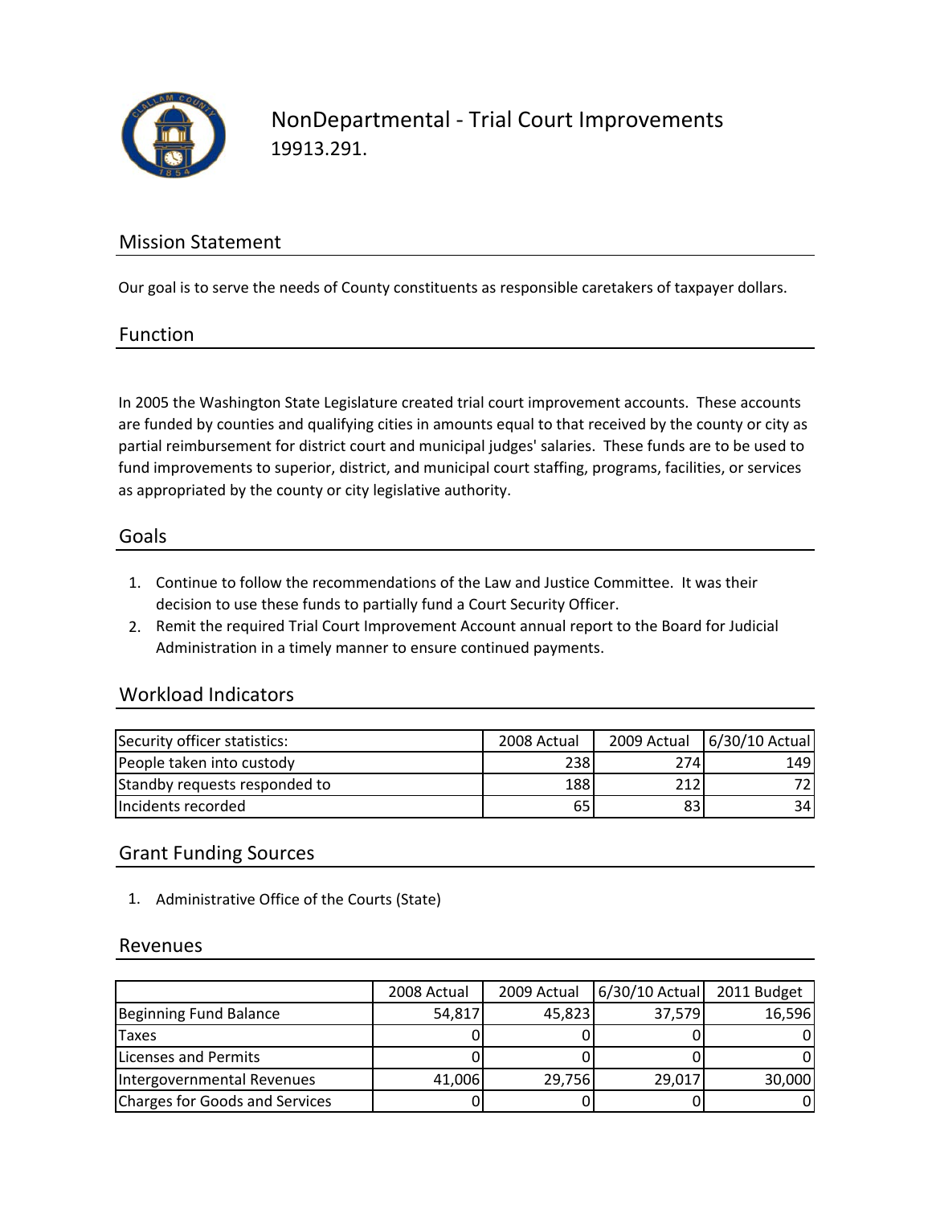# NonDepartmental - Trial Court Improvements

19913.291.

## Mission Statement

Our goal is to serve the needs of County constituents as responsible caretakers of taxpayer dollars.

## Function

In 2005 the Washington State Legislature created trial court improvement accounts. These accounts are funded by counties and qualifying cities in amounts equal to that received by the county or city as partial reimbursement for district court and municipal judges' salaries. These funds are to be used to fund improvements to superior, district, and municipal court staffing, programs, facilities, or services as appropriated by the county or city legislative authority.

## Goals

1. Continue to follow the recommendations of the Law and Justice Committee. It was their decision to use these funds to partially fund a Court Security Officer.
2. Remit the required Trial Court Improvement Account annual report to the Board for Judicial Administration in a timely manner to ensure continued payments.

## Workload Indicators

| Security officer statistics: | 2008 Actual | 2009 Actual | 6/30/10 Actual |
|---|---|---|---|
| People taken into custody | 238 | 274 | 149 |
| Standby requests responded to | 188 | 212 | 72 |
| Incidents recorded | 65 | 83 | 34 |

## Grant Funding Sources

1. Administrative Office of the Courts (State)

## Revenues

| | 2008 Actual | 2009 Actual | 6/30/10 Actual | 2011 Budget |
|---|---|---|---|---|
| Beginning Fund Balance | 54,817 | 45,823 | 37,579 | 16,596 |
| Taxes | 0 | 0 | 0 | 0 |
| Licenses and Permits | 0 | 0 | 0 | 0 |
| Intergovernmental Revenues | 41,006 | 29,756 | 29,017 | 30,000 |
| Charges for Goods and Services | 0 | 0 | 0 | 0 |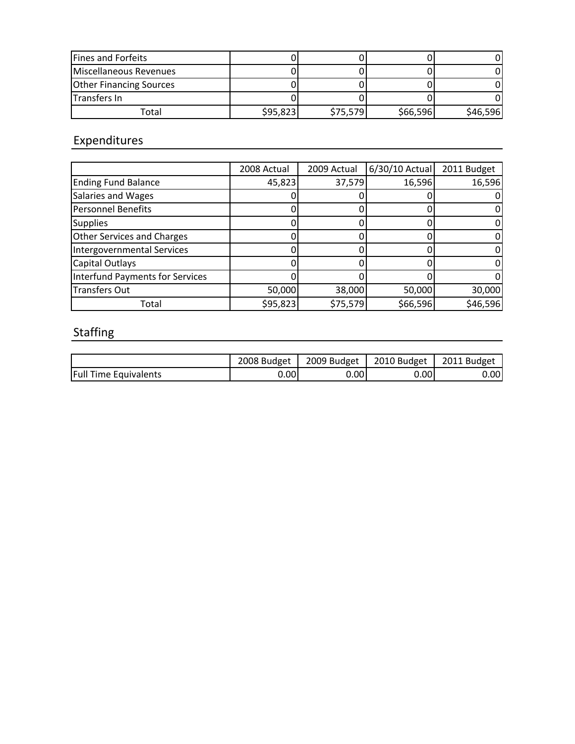| | | | | |
|---|---|---|---|---|
| Fines and Forfeits | 0 | 0 | 0 | 0 |
| Miscellaneous Revenues | 0 | 0 | 0 | 0 |
| Other Financing Sources | 0 | 0 | 0 | 0 |
| Transfers In | 0 | 0 | 0 | 0 |
| Total | $95,823 | $75,579 | $66,596 | $46,596 |

## Expenditures

| | 2008 Actual | 2009 Actual | 6/30/10 Actual | 2011 Budget |
|---|---|---|---|---|
| Ending Fund Balance | 45,823 | 37,579 | 16,596 | 16,596 |
| Salaries and Wages | 0 | 0 | 0 | 0 |
| Personnel Benefits | 0 | 0 | 0 | 0 |
| Supplies | 0 | 0 | 0 | 0 |
| Other Services and Charges | 0 | 0 | 0 | 0 |
| Intergovernmental Services | 0 | 0 | 0 | 0 |
| Capital Outlays | 0 | 0 | 0 | 0 |
| Interfund Payments for Services | 0 | 0 | 0 | 0 |
| Transfers Out | 50,000 | 38,000 | 50,000 | 30,000 |
| Total | $95,823 | $75,579 | $66,596 | $46,596 |

## Staffing

| | 2008 Budget | 2009 Budget | 2010 Budget | 2011 Budget |
|---|---|---|---|---|
| Full Time Equivalents | 0.00 | 0.00 | 0.00 | 0.00 |